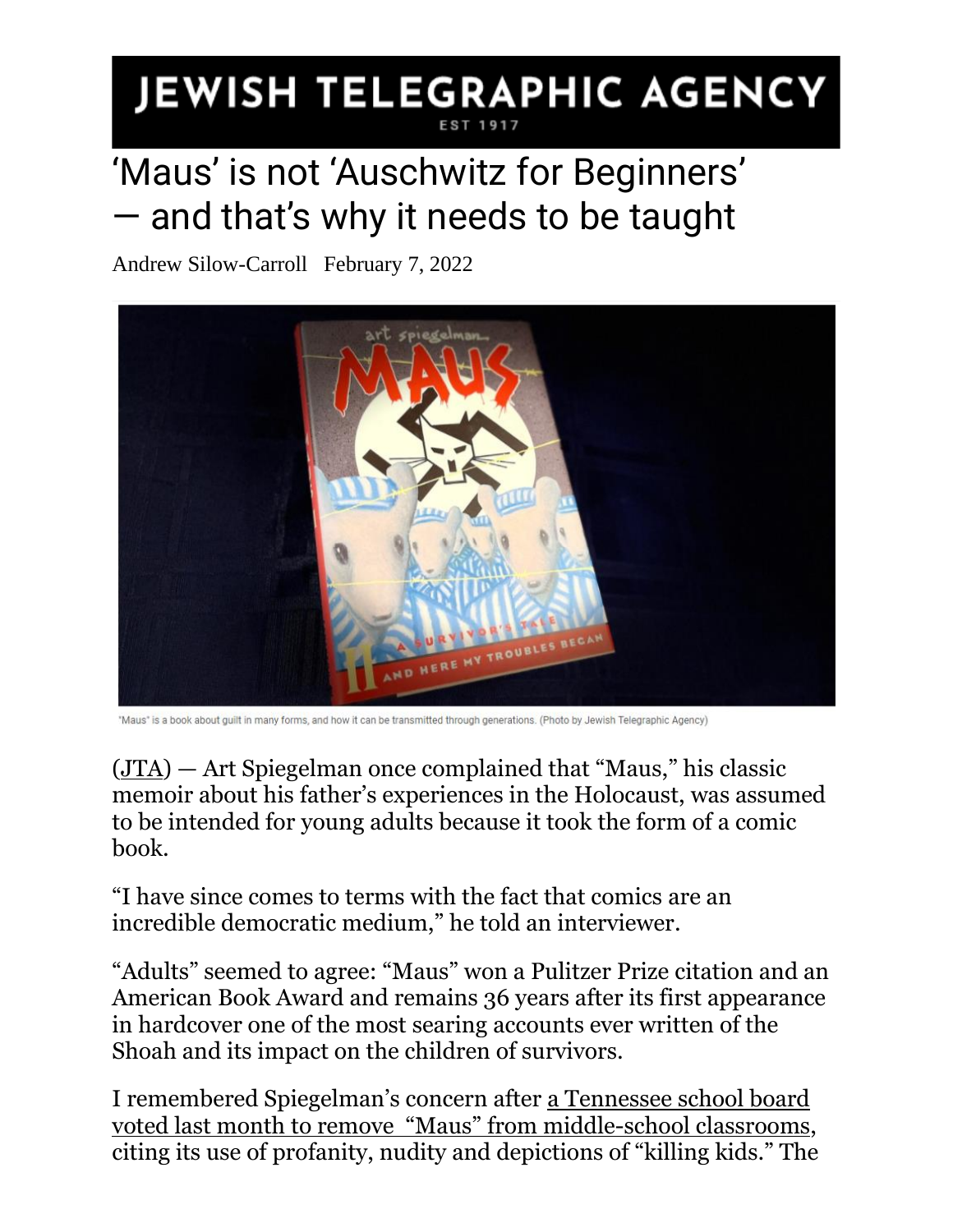# JEWISH TELEGRAPHIC AGENCY

EST 1917

## 'Maus' is not 'Auschwitz for Beginners' — and that's why it needs to be taught

Andrew Silow-Carroll   February 7, 2022

"Maus" is a book about guilt in many forms, and how it can be transmitted through generations. (Photo by Jewish Telegraphic Agency)

(JTA) — Art Spiegelman once complained that "Maus," his classic memoir about his father's experiences in the Holocaust, was assumed to be intended for young adults because it took the form of a comic book.

"I have since comes to terms with the fact that comics are an incredible democratic medium," he told an interviewer.

"Adults" seemed to agree: "Maus" won a Pulitzer Prize citation and an American Book Award and remains 36 years after its first appearance in hardcover one of the most searing accounts ever written of the Shoah and its impact on the children of survivors.

I remembered Spiegelman's concern after a Tennessee school board voted last month to remove "Maus" from middle-school classrooms, citing its use of profanity, nudity and depictions of "killing kids." The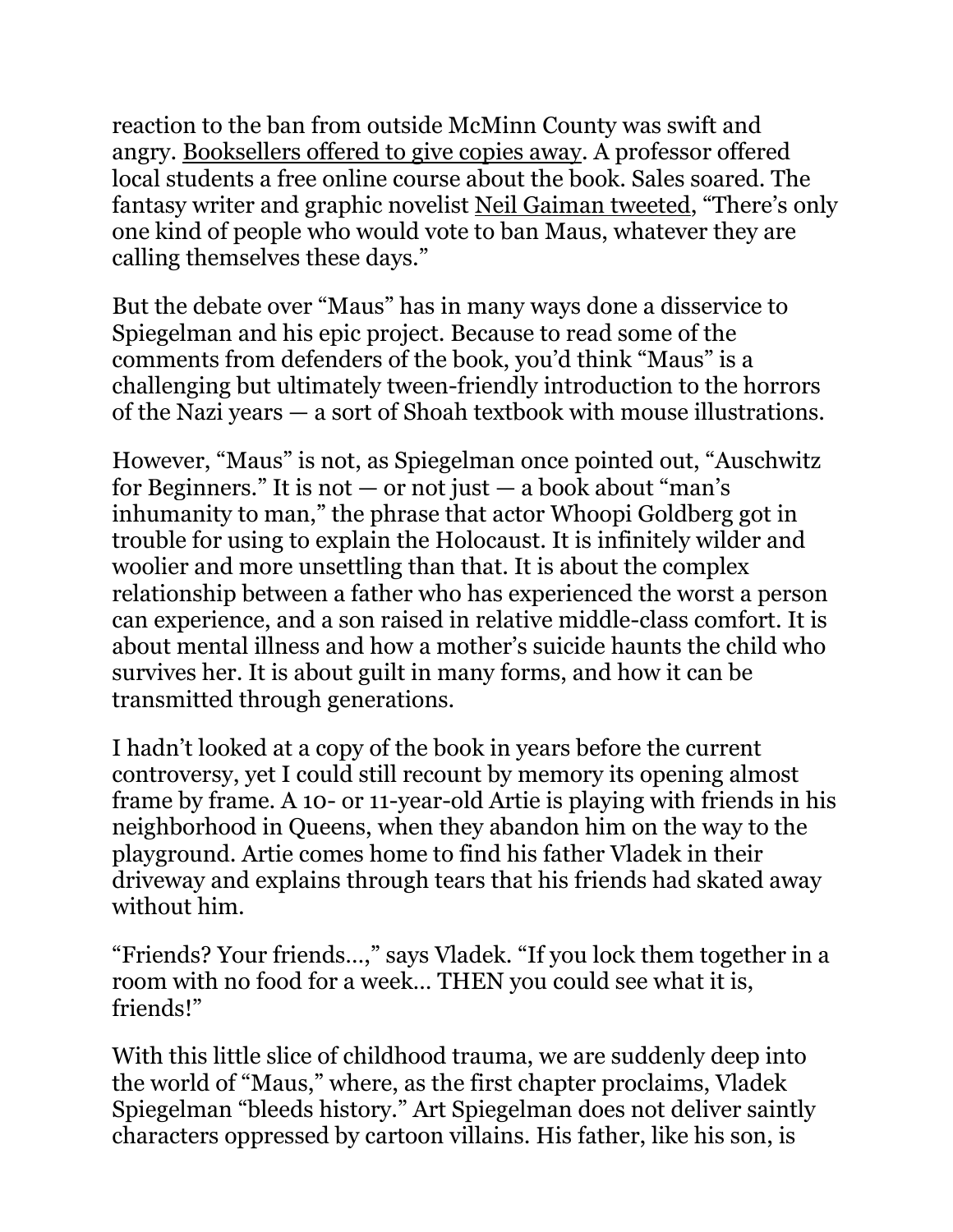reaction to the ban from outside McMinn County was swift and angry. Booksellers offered to give copies away. A professor offered local students a free online course about the book. Sales soared. The fantasy writer and graphic novelist Neil Gaiman tweeted, "There's only one kind of people who would vote to ban Maus, whatever they are calling themselves these days."

But the debate over "Maus" has in many ways done a disservice to Spiegelman and his epic project. Because to read some of the comments from defenders of the book, you'd think "Maus" is a challenging but ultimately tween-friendly introduction to the horrors of the Nazi years — a sort of Shoah textbook with mouse illustrations.

However, "Maus" is not, as Spiegelman once pointed out, "Auschwitz for Beginners." It is not — or not just — a book about "man's inhumanity to man," the phrase that actor Whoopi Goldberg got in trouble for using to explain the Holocaust. It is infinitely wilder and woolier and more unsettling than that. It is about the complex relationship between a father who has experienced the worst a person can experience, and a son raised in relative middle-class comfort. It is about mental illness and how a mother's suicide haunts the child who survives her. It is about guilt in many forms, and how it can be transmitted through generations.

I hadn't looked at a copy of the book in years before the current controversy, yet I could still recount by memory its opening almost frame by frame. A 10- or 11-year-old Artie is playing with friends in his neighborhood in Queens, when they abandon him on the way to the playground. Artie comes home to find his father Vladek in their driveway and explains through tears that his friends had skated away without him.

"Friends? Your friends…," says Vladek. "If you lock them together in a room with no food for a week… THEN you could see what it is, friends!"

With this little slice of childhood trauma, we are suddenly deep into the world of "Maus," where, as the first chapter proclaims, Vladek Spiegelman "bleeds history." Art Spiegelman does not deliver saintly characters oppressed by cartoon villains. His father, like his son, is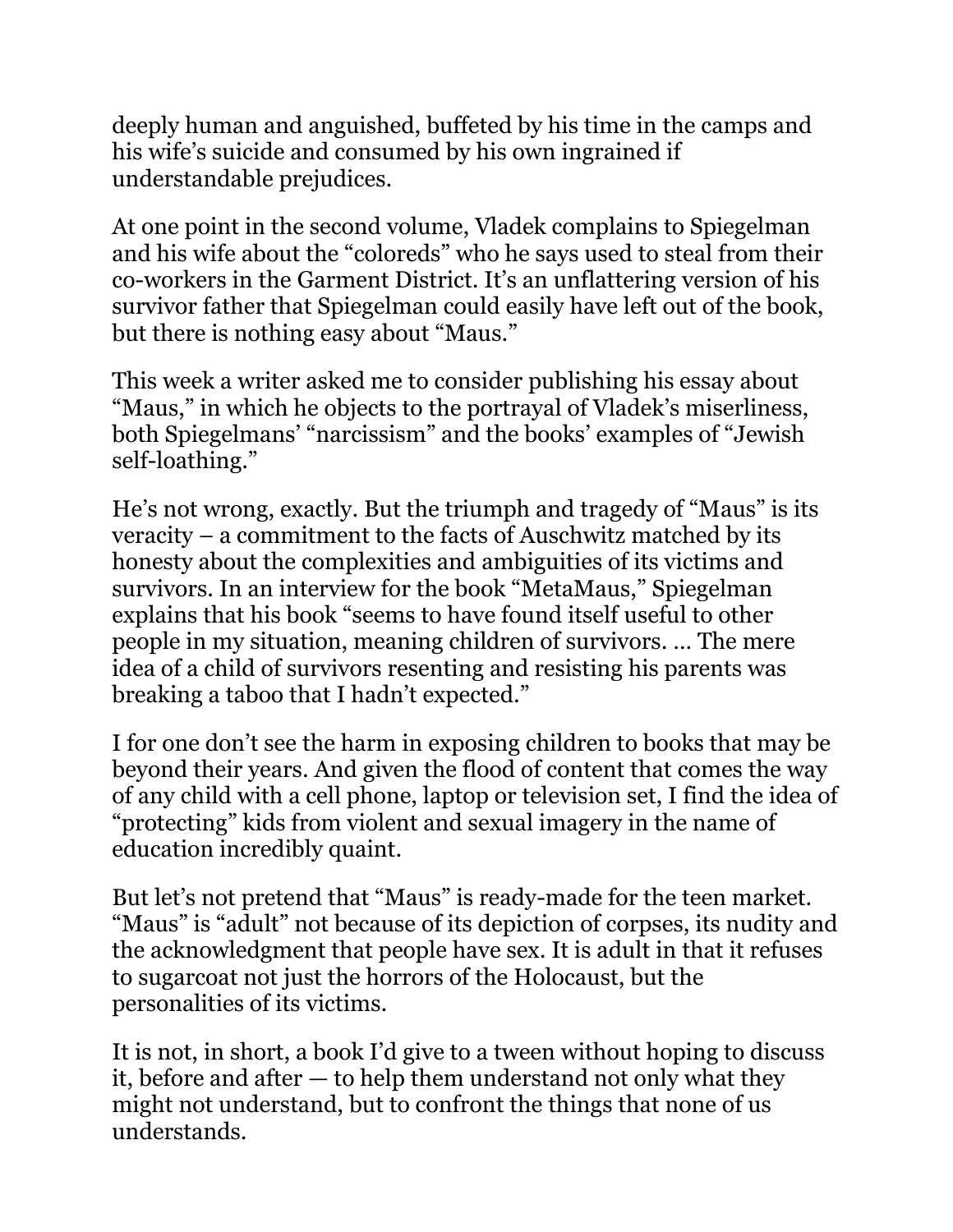deeply human and anguished, buffeted by his time in the camps and his wife's suicide and consumed by his own ingrained if understandable prejudices.

At one point in the second volume, Vladek complains to Spiegelman and his wife about the "coloreds" who he says used to steal from their co-workers in the Garment District. It's an unflattering version of his survivor father that Spiegelman could easily have left out of the book, but there is nothing easy about "Maus."

This week a writer asked me to consider publishing his essay about "Maus," in which he objects to the portrayal of Vladek's miserliness, both Spiegelmans' "narcissism" and the books' examples of "Jewish self-loathing."

He's not wrong, exactly. But the triumph and tragedy of "Maus" is its veracity – a commitment to the facts of Auschwitz matched by its honesty about the complexities and ambiguities of its victims and survivors. In an interview for the book "MetaMaus," Spiegelman explains that his book "seems to have found itself useful to other people in my situation, meaning children of survivors. … The mere idea of a child of survivors resenting and resisting his parents was breaking a taboo that I hadn't expected."

I for one don't see the harm in exposing children to books that may be beyond their years. And given the flood of content that comes the way of any child with a cell phone, laptop or television set, I find the idea of "protecting" kids from violent and sexual imagery in the name of education incredibly quaint.

But let's not pretend that "Maus" is ready-made for the teen market. "Maus" is "adult" not because of its depiction of corpses, its nudity and the acknowledgment that people have sex. It is adult in that it refuses to sugarcoat not just the horrors of the Holocaust, but the personalities of its victims.

It is not, in short, a book I'd give to a tween without hoping to discuss it, before and after — to help them understand not only what they might not understand, but to confront the things that none of us understands.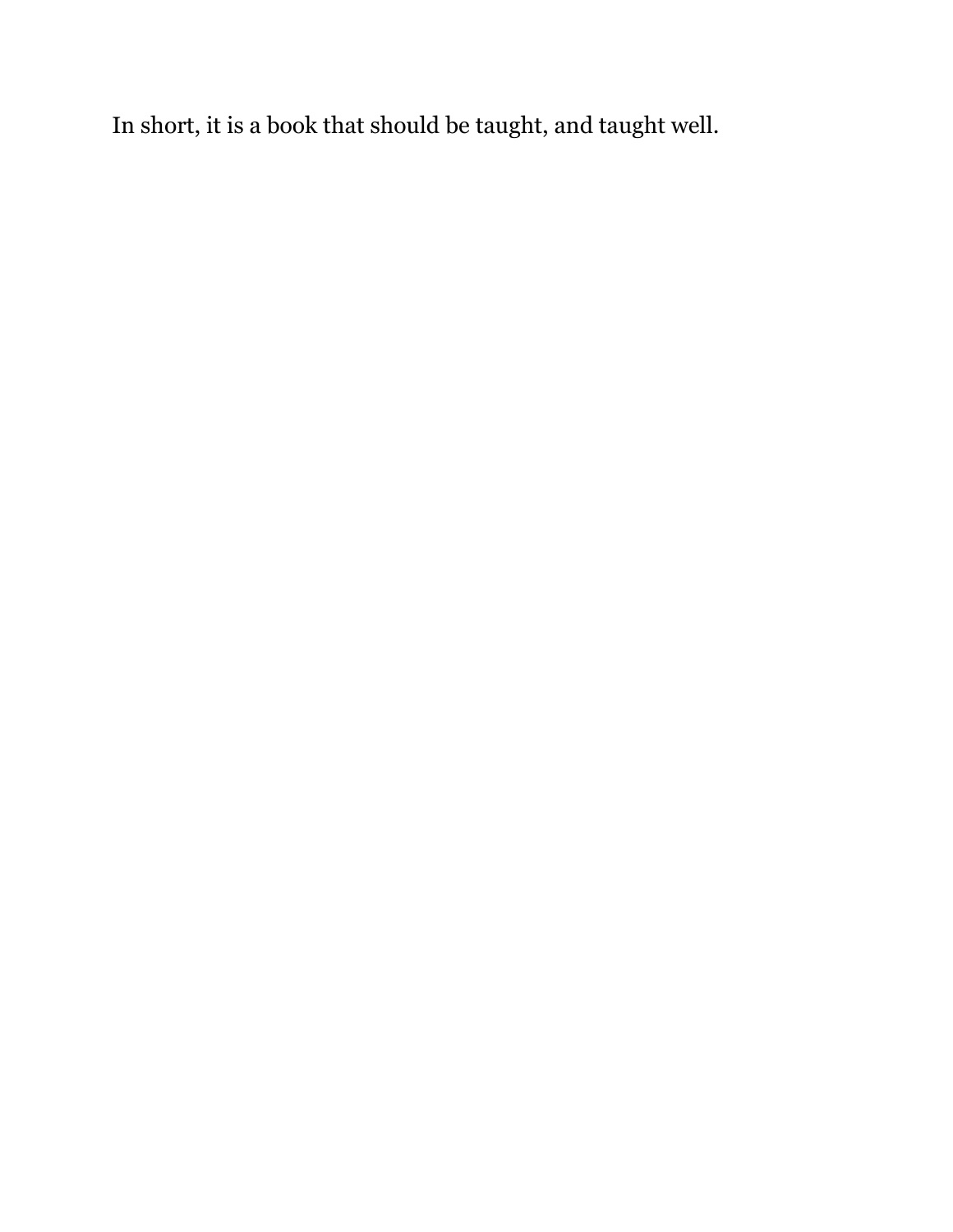In short, it is a book that should be taught, and taught well.